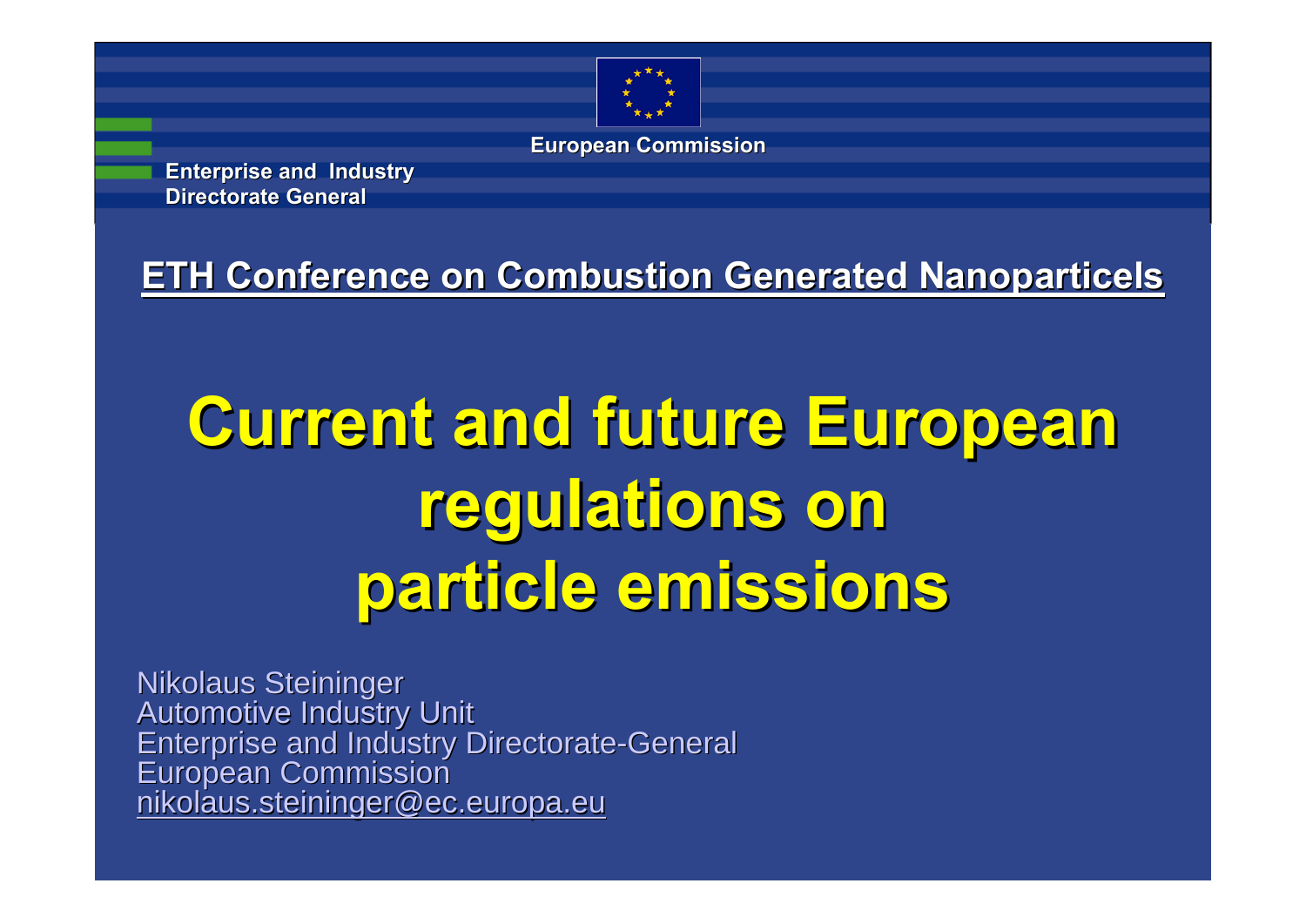European Commission

Enterprise and Industry
Directorate General

**ETH Conference on Combustion Generated Nanoparticels**

# Current and future European regulations on particle emissions

Nikolaus Steininger
Automotive Industry Unit
Enterprise and Industry Directorate-General
European Commission
nikolaus.steininger@ec.europa.eu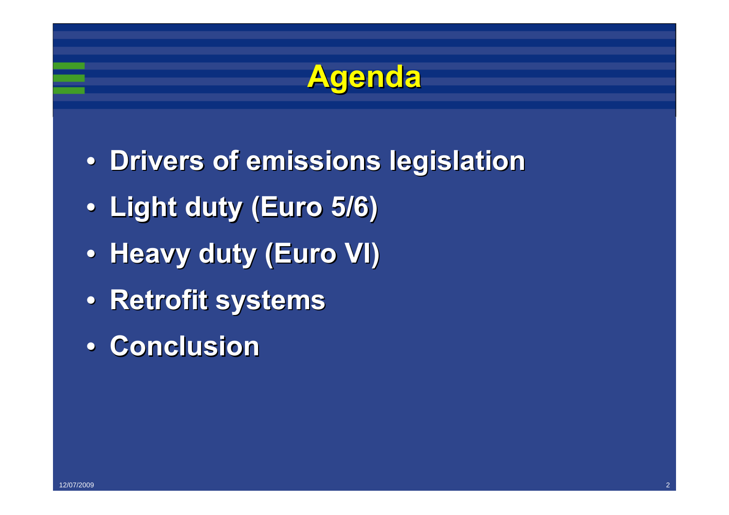# Agenda

- **Drivers of emissions legislation**
- **Light duty (Euro 5/6)**
- **Heavy duty (Euro VI)**
- **Retrofit systems**
- **Conclusion**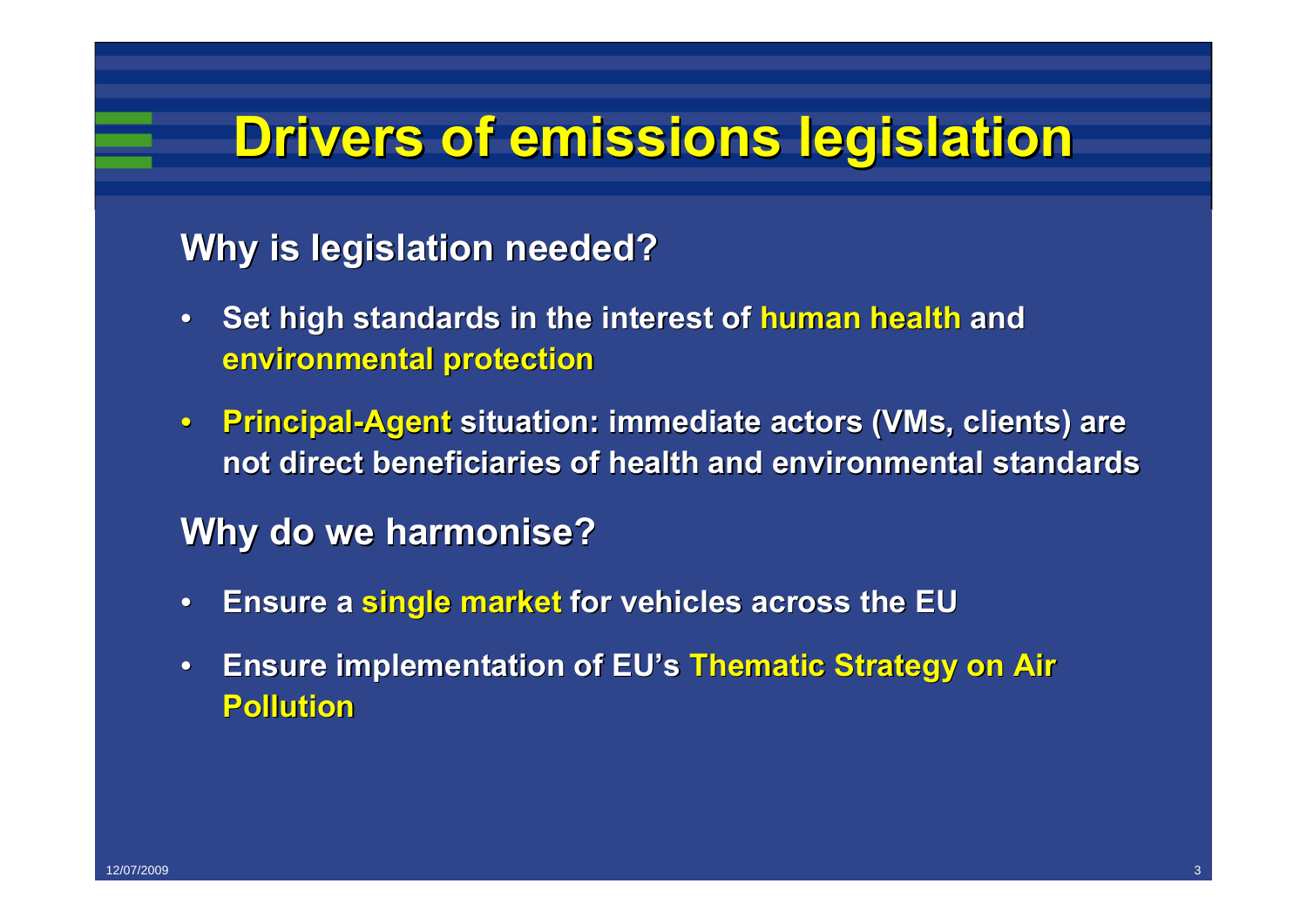# Drivers of emissions legislation

## Why is legislation needed?

- **Set high standards in the interest of human health and environmental protection**
- **Principal-Agent situation: immediate actors (VMs, clients) are not direct beneficiaries of health and environmental standards**

## Why do we harmonise?

- **Ensure a single market for vehicles across the EU**
- **Ensure implementation of EU's Thematic Strategy on Air Pollution**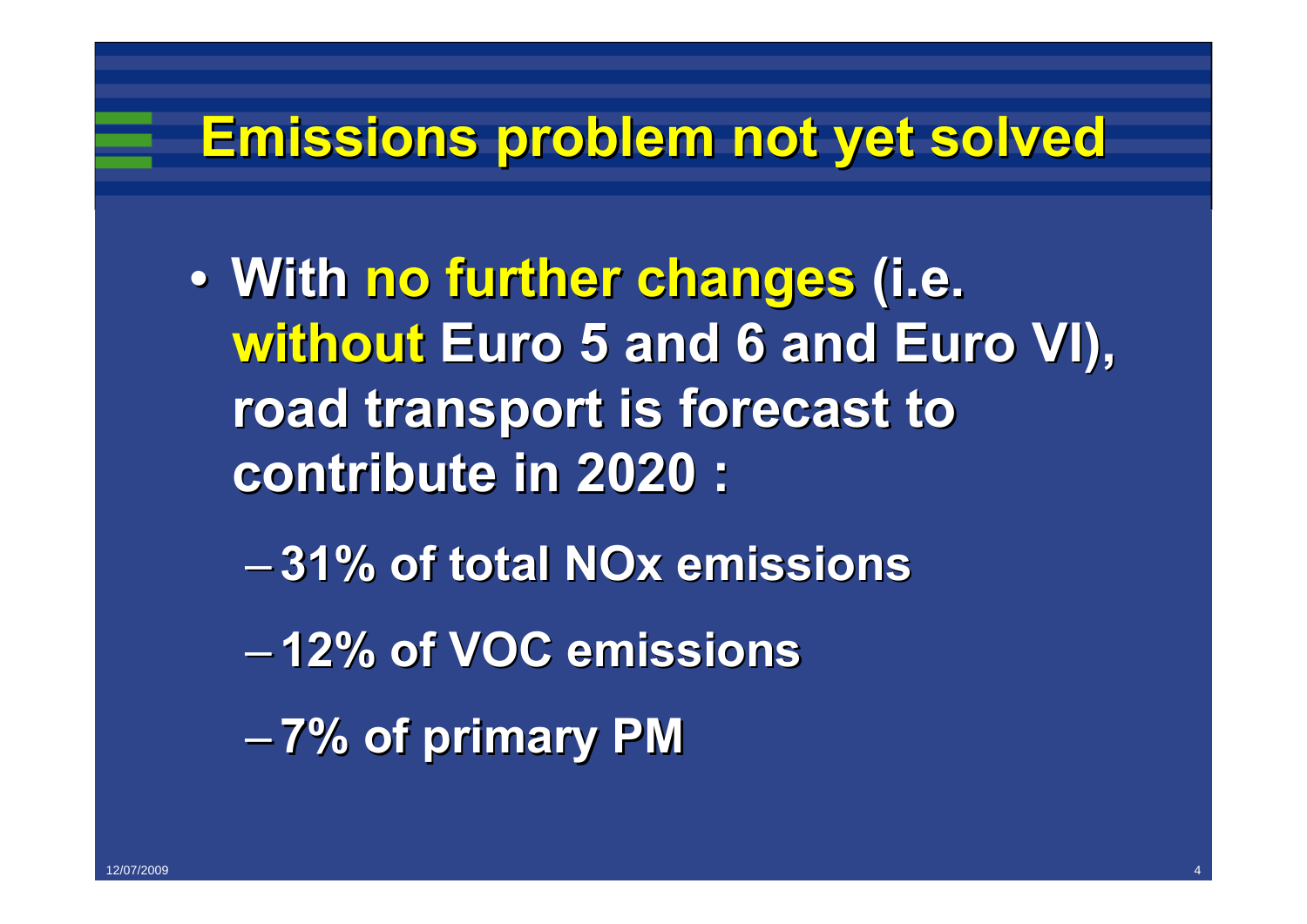# Emissions problem not yet solved

- With **no further changes** (i.e. **without** Euro 5 and 6 and Euro VI), road transport is forecast to contribute in 2020 :
  - 31% of total NOx emissions
  - 12% of VOC emissions
  - 7% of primary PM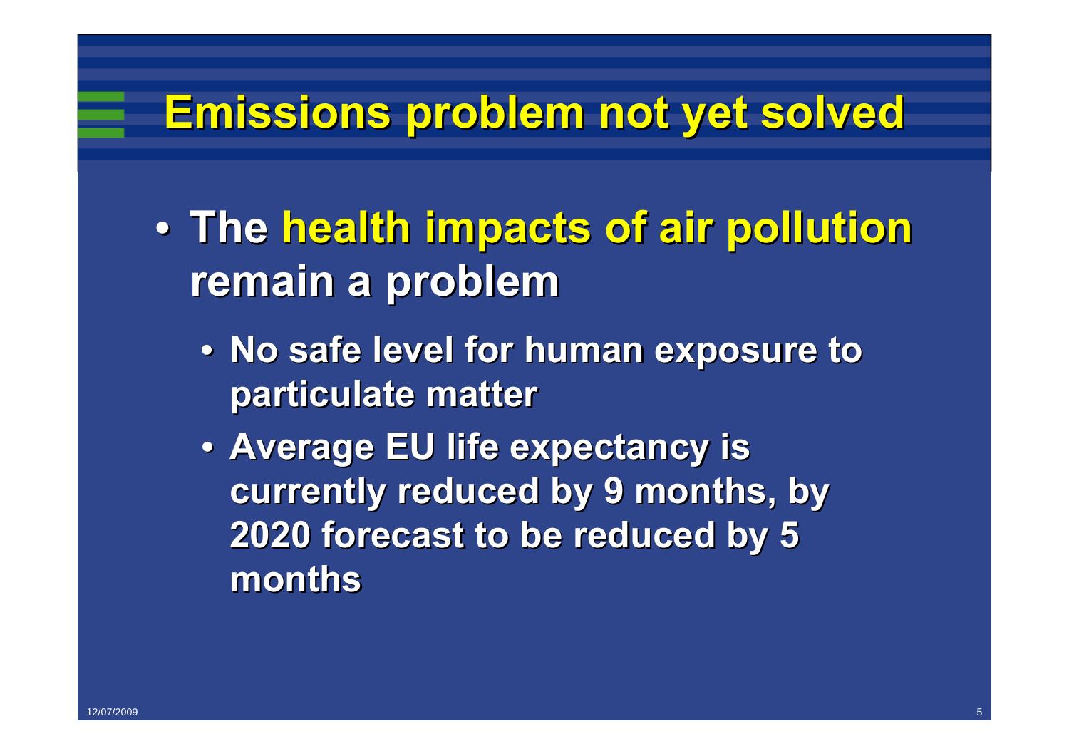# Emissions problem not yet solved

- The **health impacts of air pollution** remain a problem
  - No safe level for human exposure to particulate matter
  - Average EU life expectancy is currently reduced by 9 months, by 2020 forecast to be reduced by 5 months

12/07/2009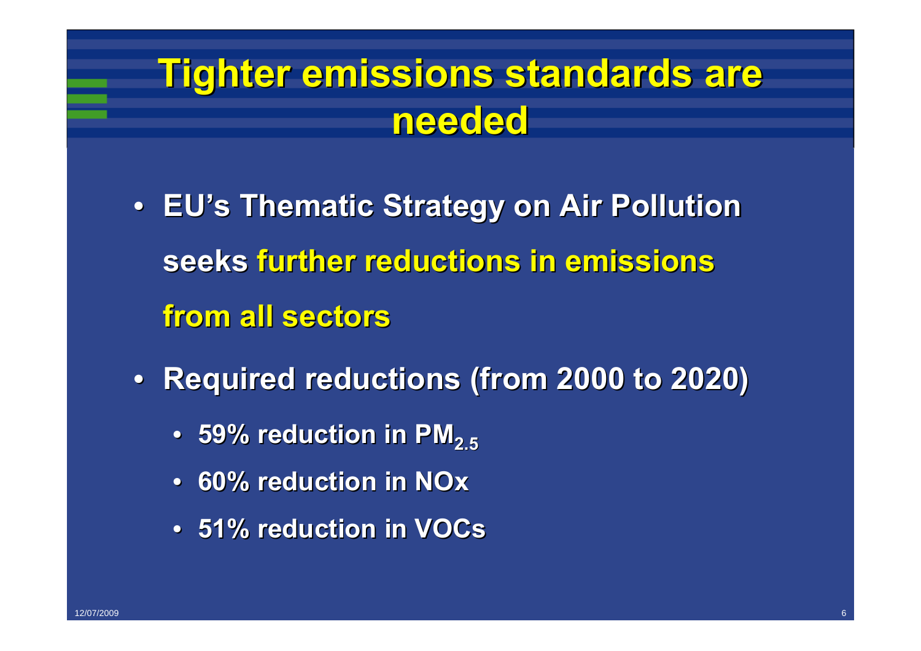# Tighter emissions standards are needed

- EU's Thematic Strategy on Air Pollution seeks further reductions in emissions from all sectors
- Required reductions (from 2000 to 2020)
  - 59% reduction in $PM_{2.5}$
  - 60% reduction in NOx
  - 51% reduction in VOCs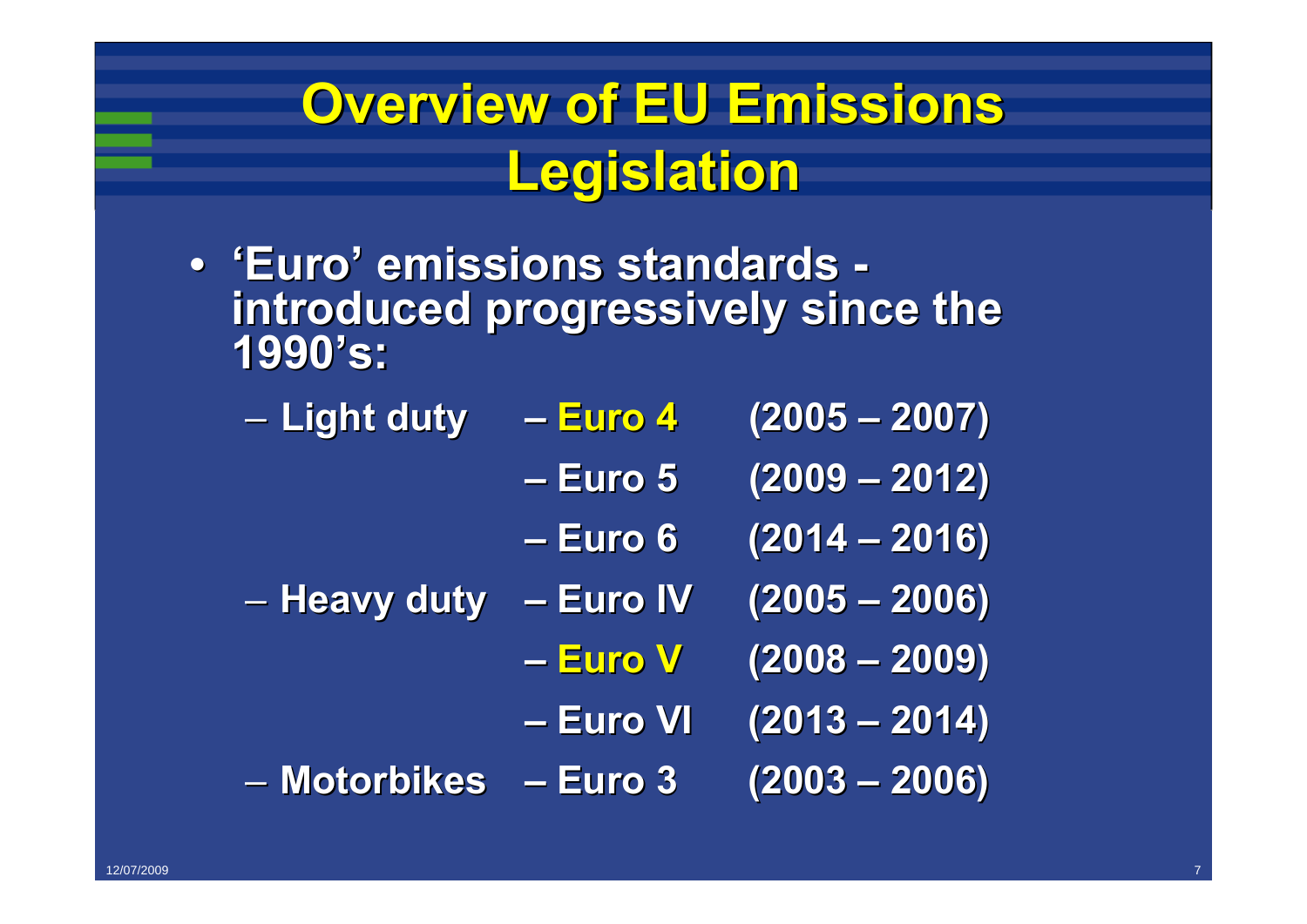# Overview of EU Emissions Legislation

- 'Euro' emissions standards - introduced progressively since the 1990's:
  - Light duty – Euro 4 (2005 – 2007)
    - – Euro 5 (2009 – 2012)
    - – Euro 6 (2014 – 2016)
  - Heavy duty – Euro IV (2005 – 2006)
    - – Euro V (2008 – 2009)
    - – Euro VI (2013 – 2014)
  - Motorbikes – Euro 3 (2003 – 2006)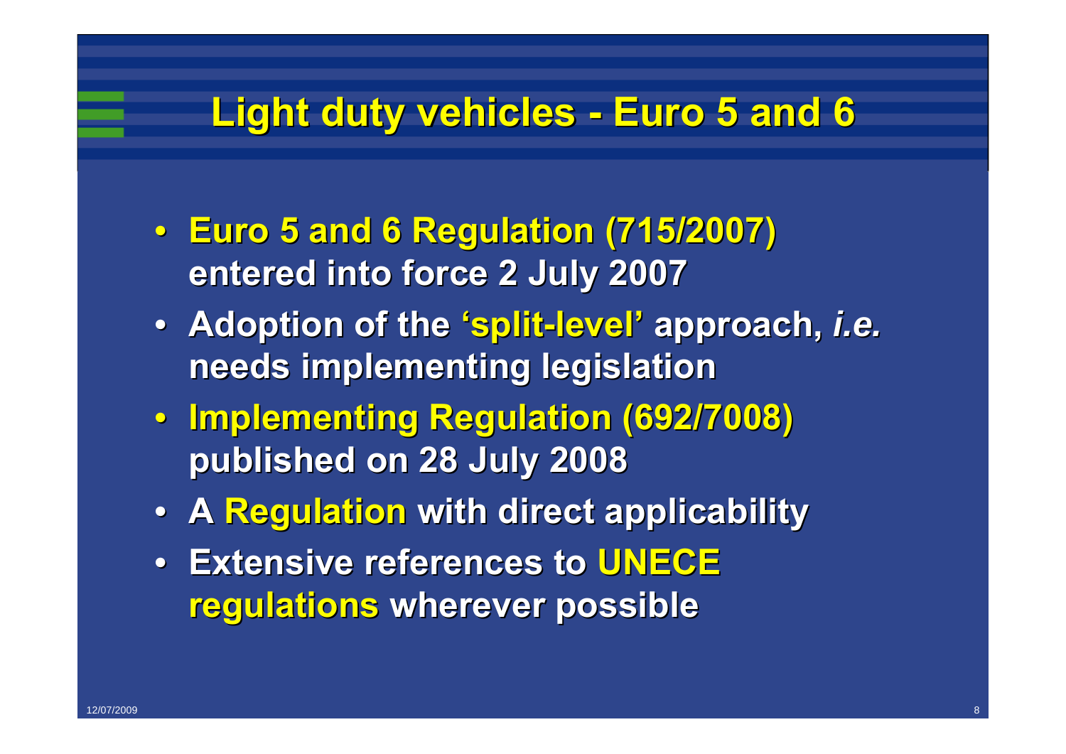# Light duty vehicles - Euro 5 and 6

- Euro 5 and 6 Regulation (715/2007) entered into force 2 July 2007
- Adoption of the 'split-level' approach, *i.e.* needs implementing legislation
- Implementing Regulation (692/7008) published on 28 July 2008
- A Regulation with direct applicability
- Extensive references to UNECE regulations wherever possible

12/07/2009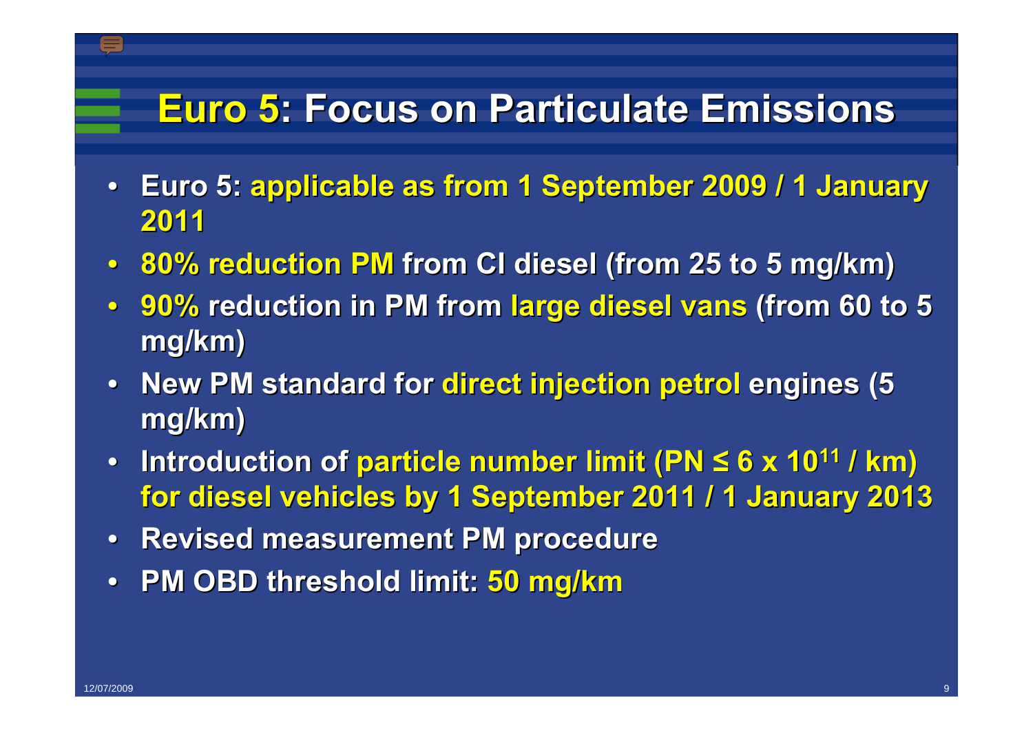# Euro 5: Focus on Particulate Emissions

- Euro 5: applicable as from 1 September 2009 / 1 January 2011
- 80% reduction PM from CI diesel (from 25 to 5 mg/km)
- 90% reduction in PM from large diesel vans (from 60 to 5 mg/km)
- New PM standard for direct injection petrol engines (5 mg/km)
- Introduction of particle number limit (PN $\leq 6 \times 10^{11}$ / km) for diesel vehicles by 1 September 2011 / 1 January 2013
- Revised measurement PM procedure
- PM OBD threshold limit: 50 mg/km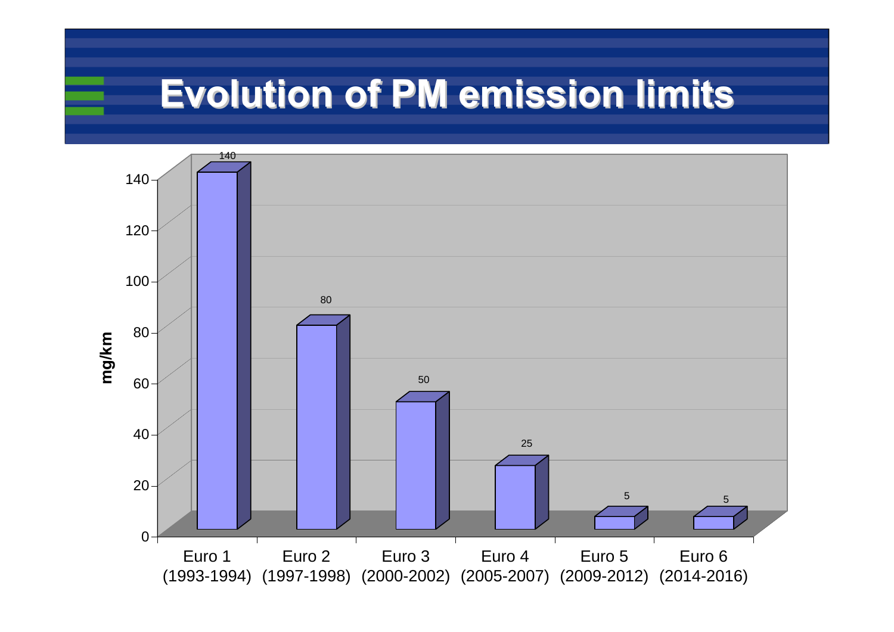# Evolution of PM emission limits

| Stage | PM limit (mg/km) |
|---|---|
| Euro 1 (1993-1994) | 140 |
| Euro 2 (1997-1998) | 80 |
| Euro 3 (2000-2002) | 50 |
| Euro 4 (2005-2007) | 25 |
| Euro 5 (2009-2012) | 5 |
| Euro 6 (2014-2016) | 5 |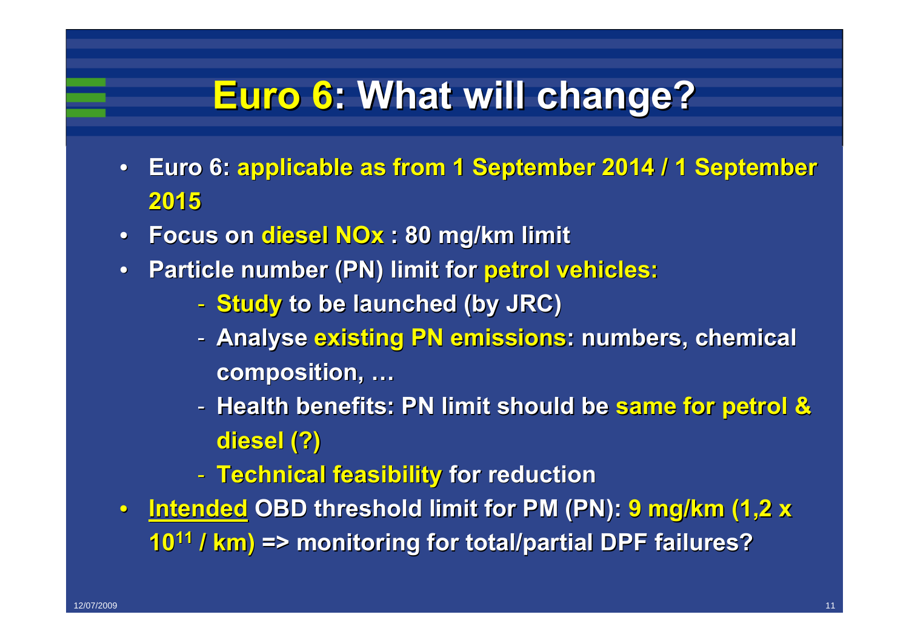# Euro 6: What will change?

- **Euro 6: applicable as from 1 September 2014 / 1 September 2015**
- **Focus on diesel NOx : 80 mg/km limit**
- **Particle number (PN) limit for petrol vehicles:**
  - **Study to be launched (by JRC)**
  - **Analyse existing PN emissions: numbers, chemical composition, …**
  - **Health benefits: PN limit should be same for petrol & diesel (?)**
  - **Technical feasibility for reduction**
- **<u>Intended</u> OBD threshold limit for PM (PN): 9 mg/km (1,2 x $10^{11}$ / km) => monitoring for total/partial DPF failures?**

12/07/2009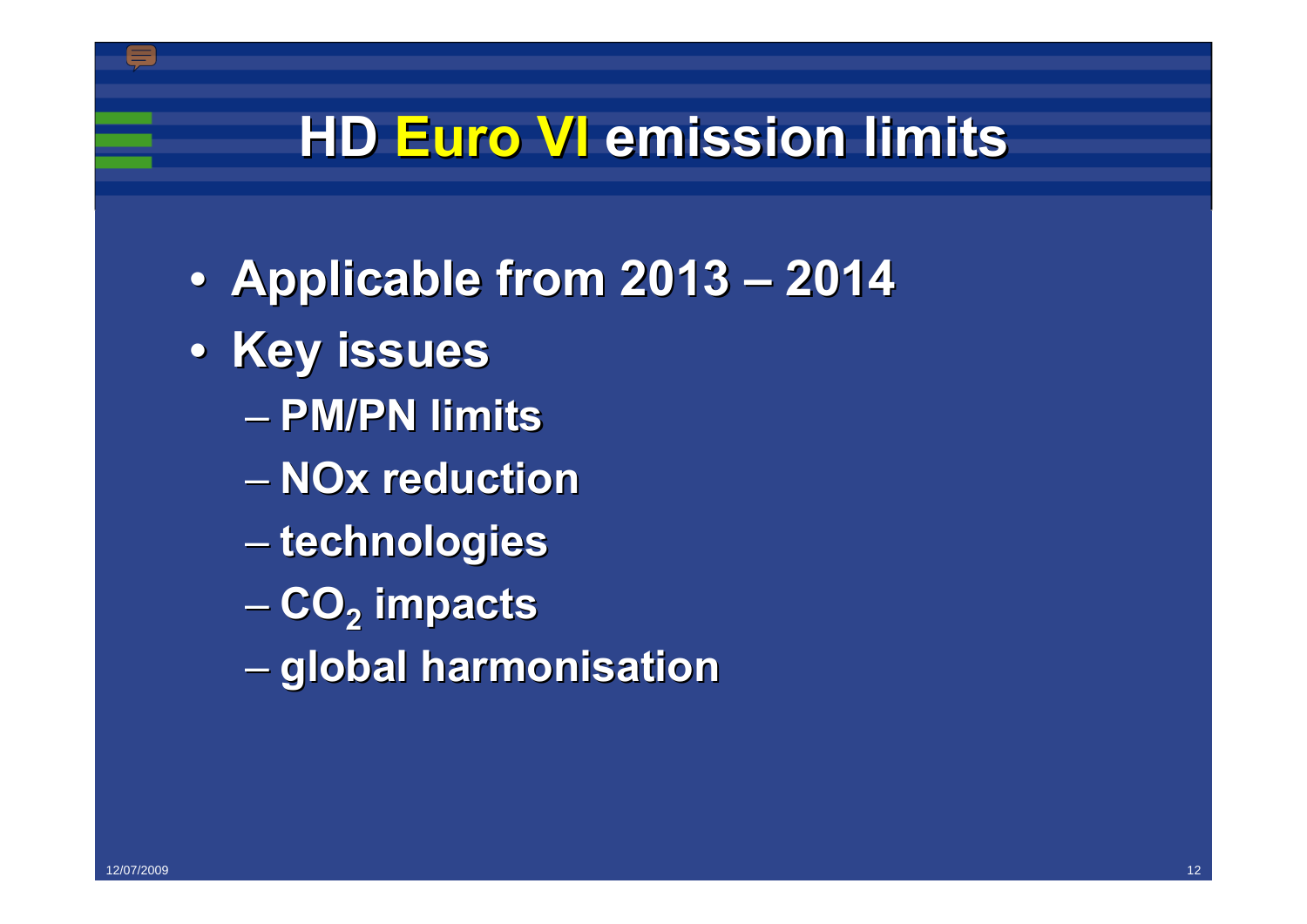# HD Euro VI emission limits

- Applicable from 2013 – 2014
- Key issues
  - PM/PN limits
  - NOx reduction
  - technologies
  - $CO_2$ impacts
  - global harmonisation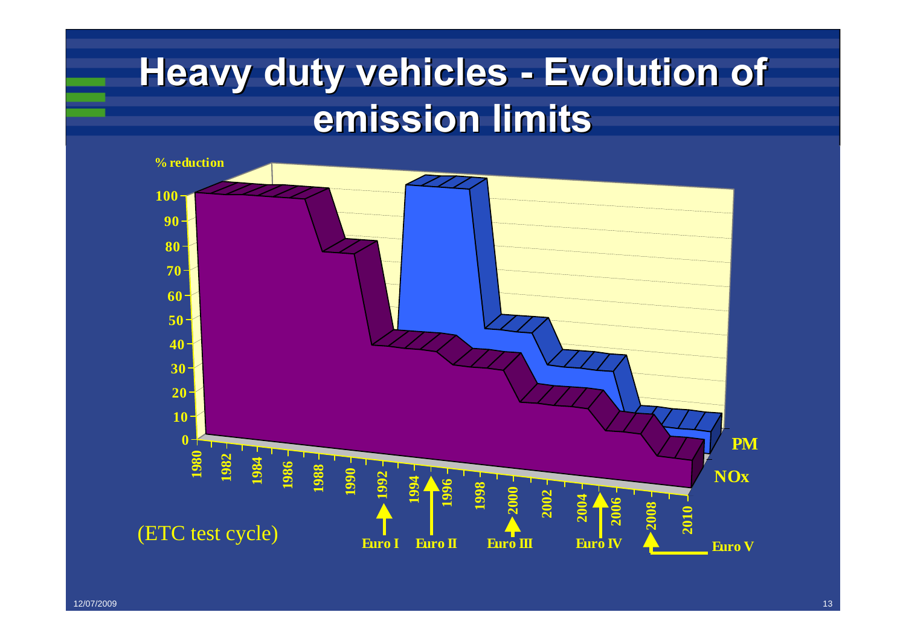# Heavy duty vehicles - Evolution of emission limits

% reduction

(ETC test cycle)

Euro I | Euro II | Euro III | Euro IV | Euro V

PM | NOx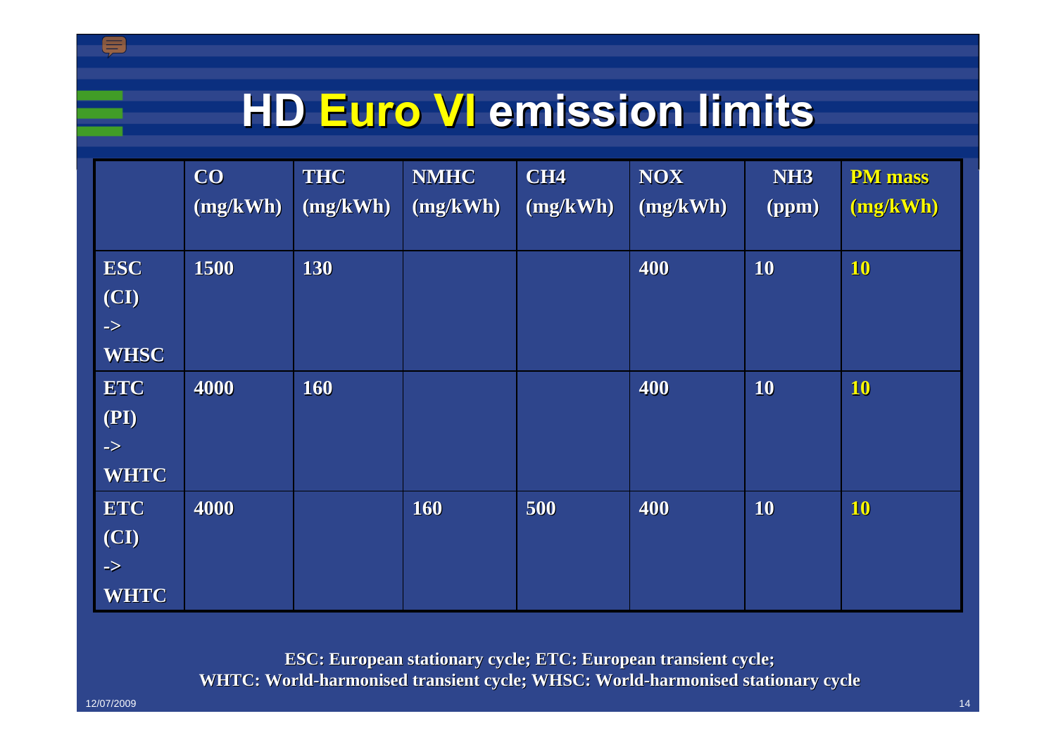# HD Euro VI emission limits

| | CO (mg/kWh) | THC (mg/kWh) | NMHC (mg/kWh) | CH4 (mg/kWh) | NOX (mg/kWh) | NH3 (ppm) | PM mass (mg/kWh) |
|---|---|---|---|---|---|---|---|
| ESC (CI) -> WHSC | 1500 | 130 | | | 400 | 10 | 10 |
| ETC (PI) -> WHTC | 4000 | 160 | | | 400 | 10 | 10 |
| ETC (CI) -> WHTC | 4000 | | 160 | 500 | 400 | 10 | 10 |

**ESC: European stationary cycle; ETC: European transient cycle;**
**WHTC: World-harmonised transient cycle; WHSC: World-harmonised stationary cycle**

12/07/2009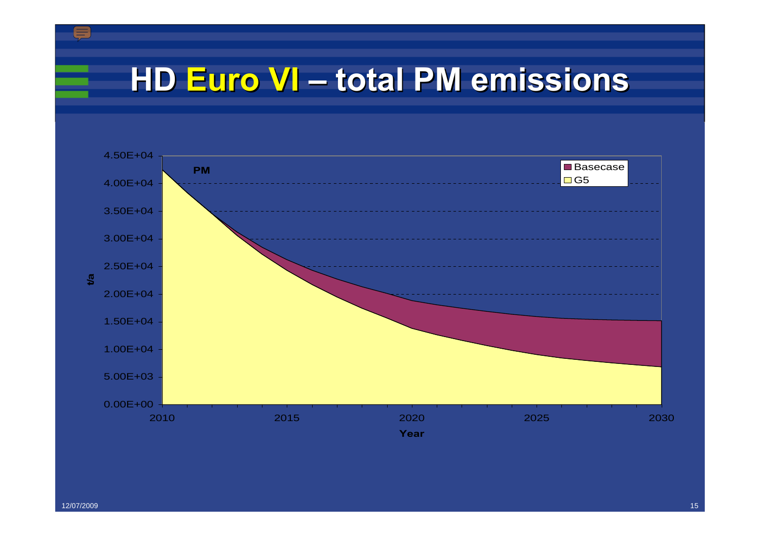# HD Euro VI – total PM emissions

PM

| | |
|---|---|
| 4.50E+04 | |
| 4.00E+04 | |
| 3.50E+04 | |
| 3.00E+04 | |
| 2.50E+04 | |
| 2.00E+04 | |
| 1.50E+04 | |
| 1.00E+04 | |
| 5.00E+03 | |
| 0.00E+00 | |

t/a

2010 2015 2020 2025 2030

Year

Basecase

G5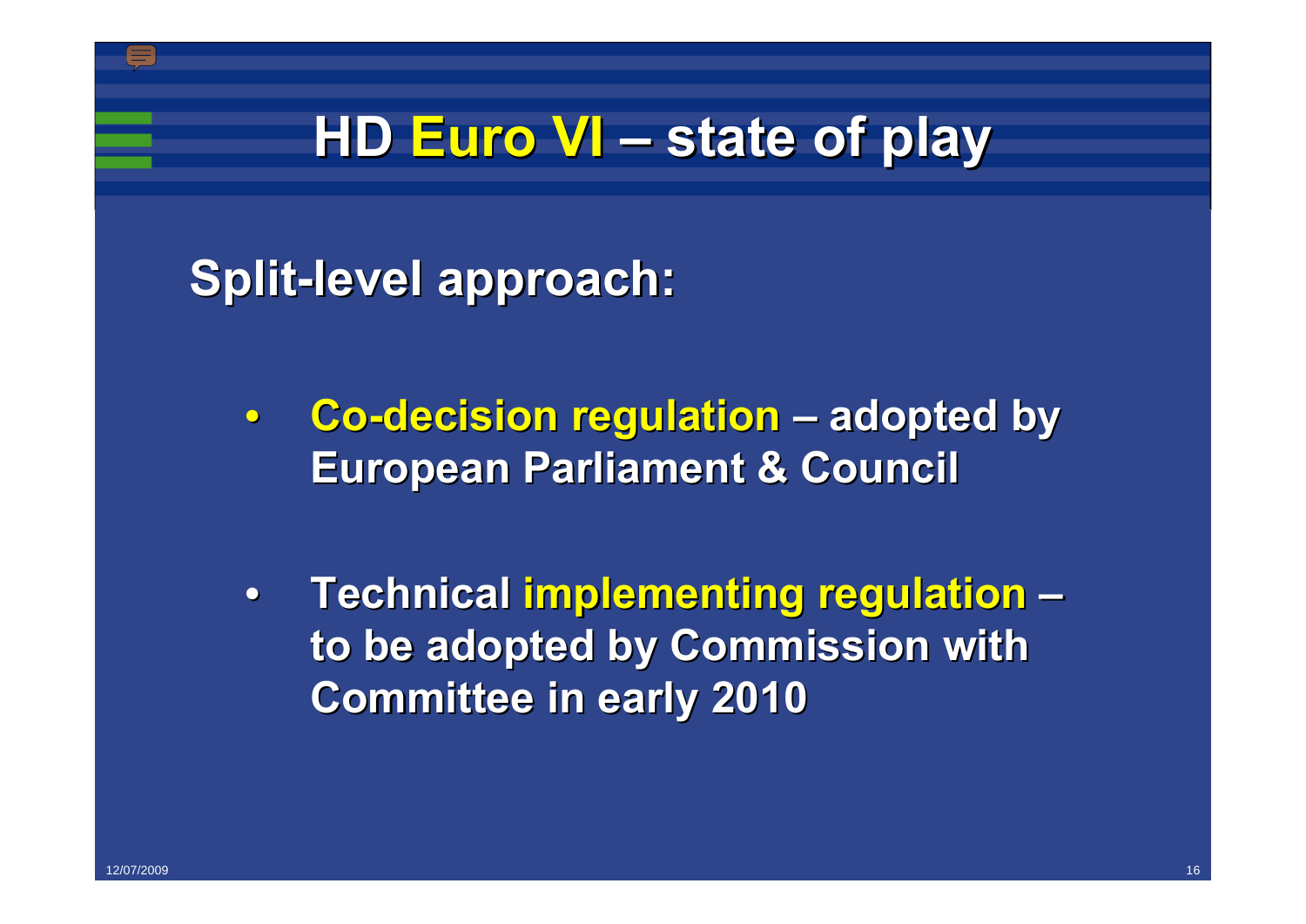# HD Euro VI – state of play

## Split-level approach:

- **Co-decision regulation – adopted by European Parliament & Council**
- **Technical implementing regulation – to be adopted by Commission with Committee in early 2010**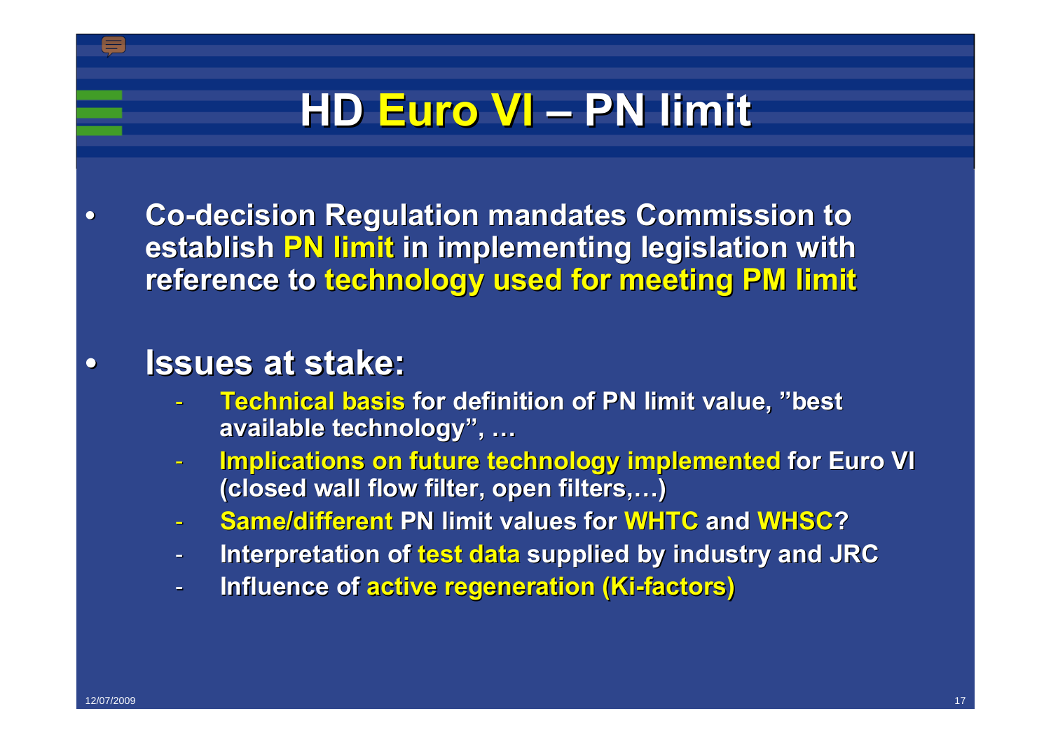# HD Euro VI – PN limit

- Co-decision Regulation mandates Commission to establish PN limit in implementing legislation with reference to technology used for meeting PM limit

- Issues at stake:
  - Technical basis for definition of PN limit value, "best available technology", …
  - Implications on future technology implemented for Euro VI (closed wall flow filter, open filters,…)
  - Same/different PN limit values for WHTC and WHSC?
  - Interpretation of test data supplied by industry and JRC
  - Influence of active regeneration (Ki-factors)

12/07/2009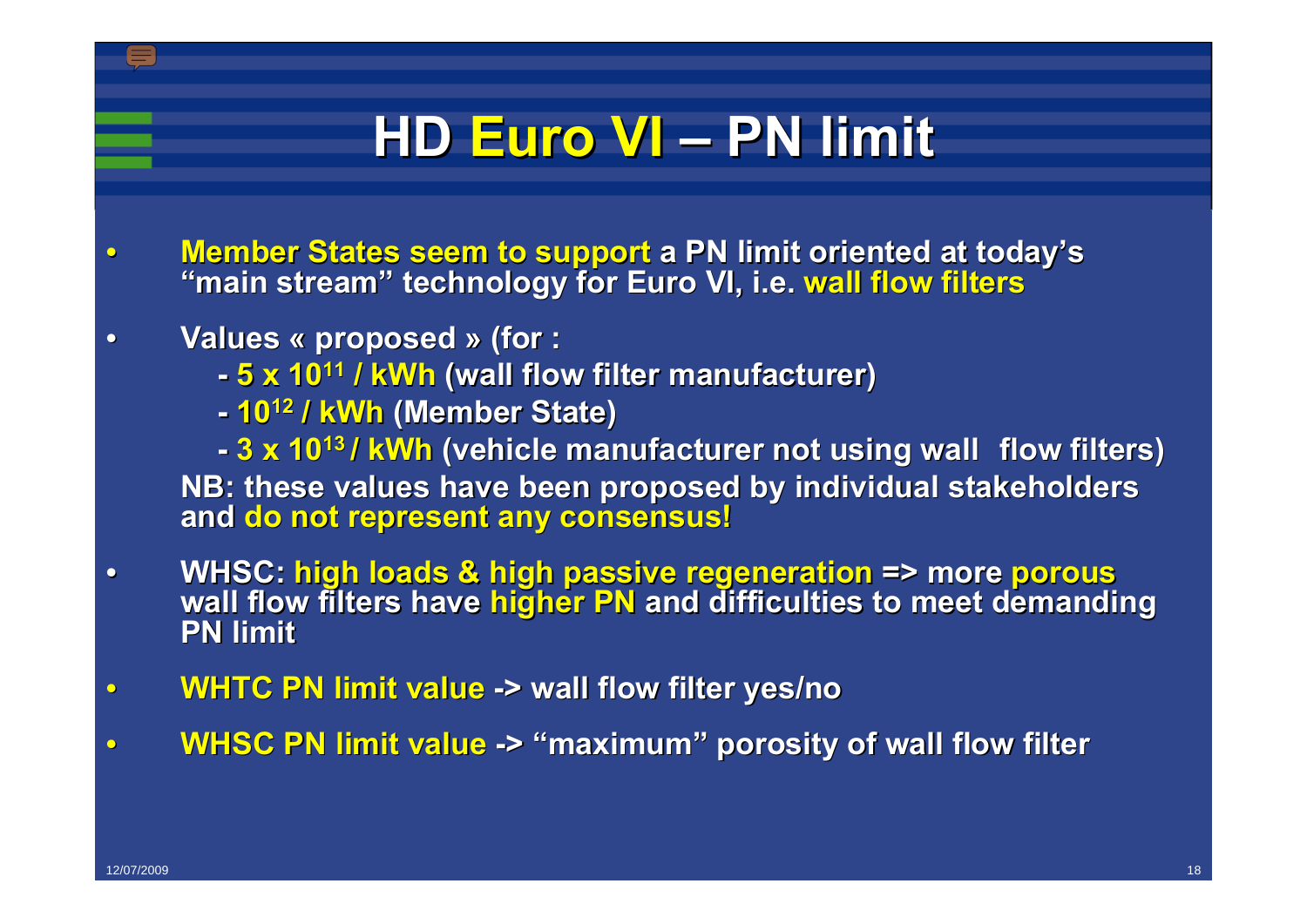# HD Euro VI – PN limit

- Member States seem to support a PN limit oriented at today's "main stream" technology for Euro VI, i.e. wall flow filters
- Values « proposed » (for :
  - $5 \times 10^{11}$ / kWh (wall flow filter manufacturer)
  - $10^{12}$ / kWh (Member State)
  - $3 \times 10^{13}$ / kWh (vehicle manufacturer not using wall flow filters)

  NB: these values have been proposed by individual stakeholders and do not represent any consensus!
- WHSC: high loads & high passive regeneration => more porous wall flow filters have higher PN and difficulties to meet demanding PN limit
- WHTC PN limit value -> wall flow filter yes/no
- WHSC PN limit value -> "maximum" porosity of wall flow filter

12/07/2009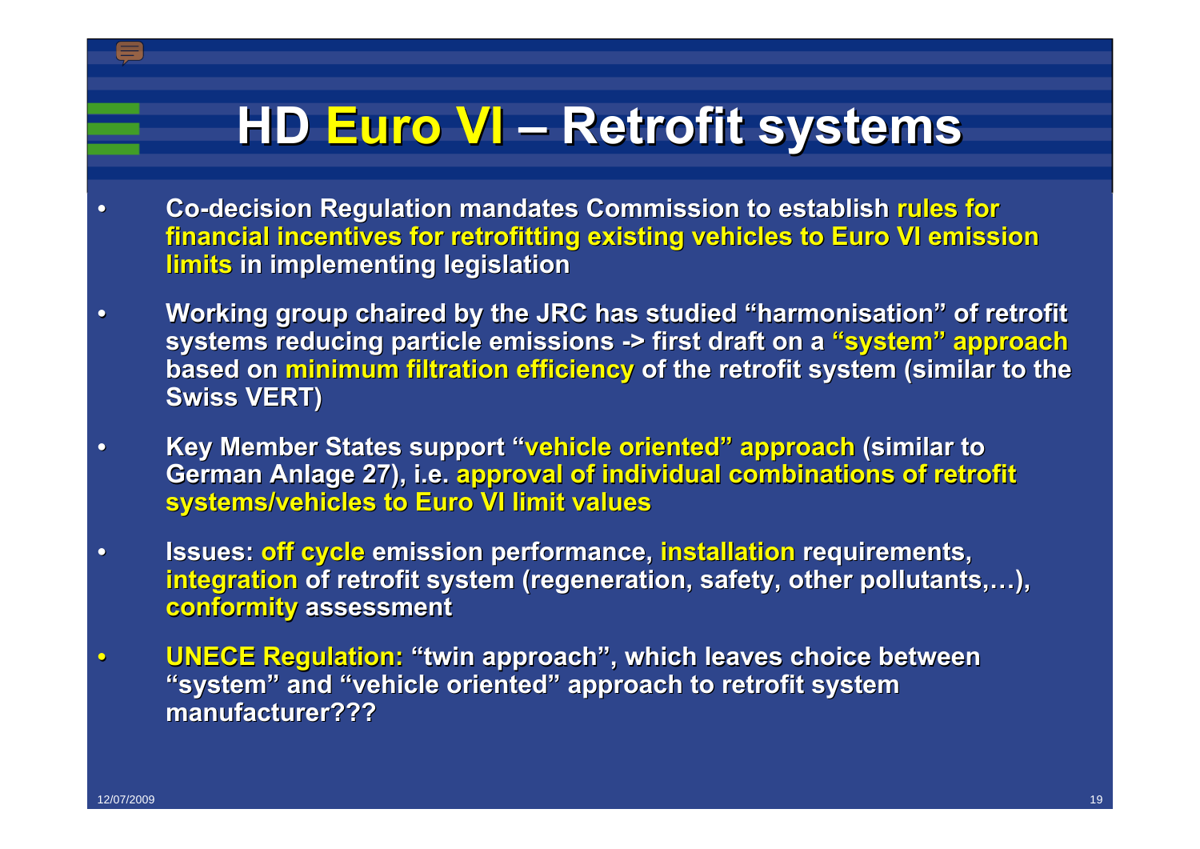# HD Euro VI – Retrofit systems

- Co-decision Regulation mandates Commission to establish rules for financial incentives for retrofitting existing vehicles to Euro VI emission limits in implementing legislation
- Working group chaired by the JRC has studied "harmonisation" of retrofit systems reducing particle emissions -> first draft on a "system" approach based on minimum filtration efficiency of the retrofit system (similar to the Swiss VERT)
- Key Member States support "vehicle oriented" approach (similar to German Anlage 27), i.e. approval of individual combinations of retrofit systems/vehicles to Euro VI limit values
- Issues: off cycle emission performance, installation requirements, integration of retrofit system (regeneration, safety, other pollutants,…), conformity assessment
- UNECE Regulation: "twin approach", which leaves choice between "system" and "vehicle oriented" approach to retrofit system manufacturer???

12/07/2009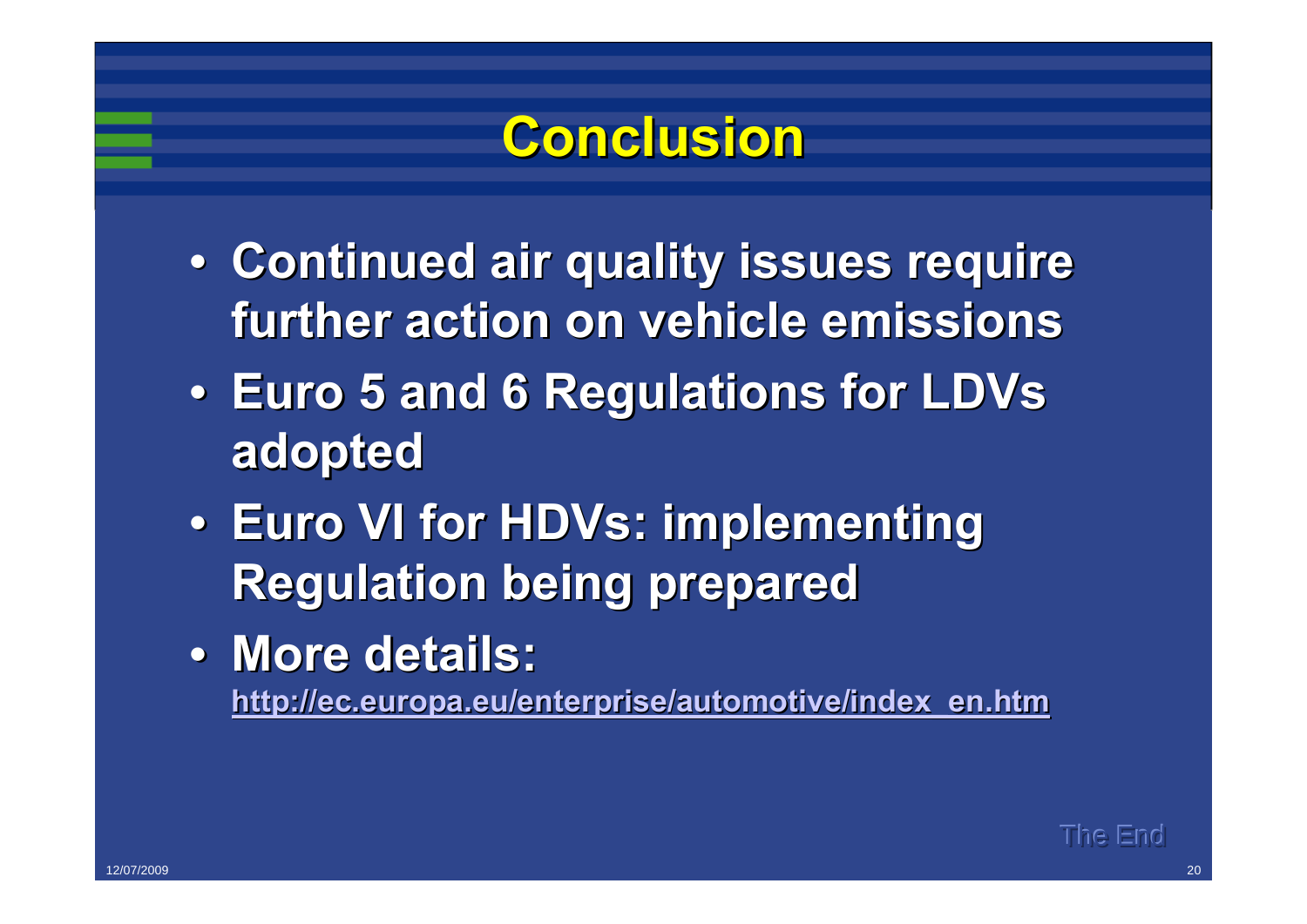# Conclusion

- **Continued air quality issues require further action on vehicle emissions**
- **Euro 5 and 6 Regulations for LDVs adopted**
- **Euro VI for HDVs: implementing Regulation being prepared**
- **More details:**
  **http://ec.europa.eu/enterprise/automotive/index_en.htm**

The End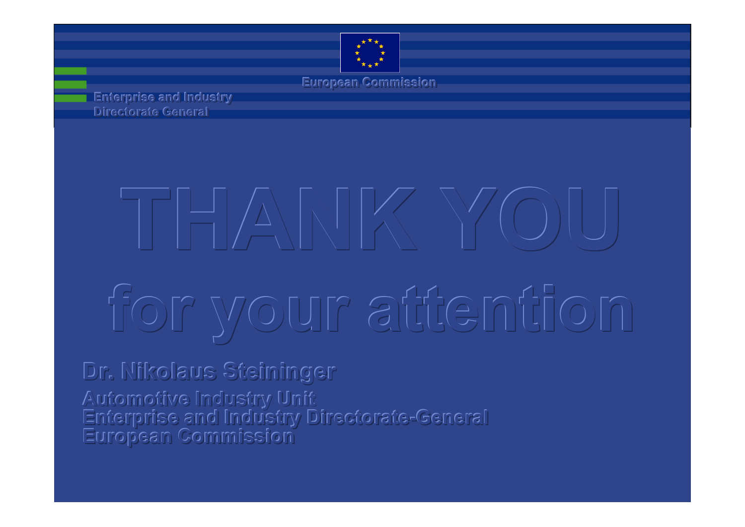European Commission

Enterprise and Industry
Directorate General

# THANK YOU

# for your attention

**Dr. Nikolaus Steininger**

**Automotive Industry Unit**
**Enterprise and Industry Directorate-General**
**European Commission**